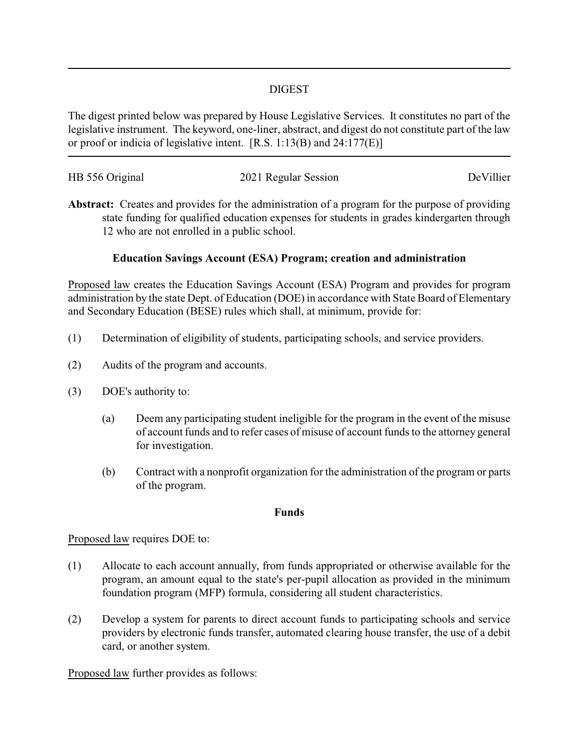# DIGEST

The digest printed below was prepared by House Legislative Services. It constitutes no part of the legislative instrument. The keyword, one-liner, abstract, and digest do not constitute part of the law or proof or indicia of legislative intent. [R.S. 1:13(B) and 24:177(E)]

---

HB 556 Original 2021 Regular Session DeVillier

**Abstract:** Creates and provides for the administration of a program for the purpose of providing state funding for qualified education expenses for students in grades kindergarten through 12 who are not enrolled in a public school.

**Education Savings Account (ESA) Program; creation and administration**

Proposed law creates the Education Savings Account (ESA) Program and provides for program administration by the state Dept. of Education (DOE) in accordance with State Board of Elementary and Secondary Education (BESE) rules which shall, at minimum, provide for:

(1) Determination of eligibility of students, participating schools, and service providers.

(2) Audits of the program and accounts.

(3) DOE's authority to:

   (a) Deem any participating student ineligible for the program in the event of the misuse of account funds and to refer cases of misuse of account funds to the attorney general for investigation.

   (b) Contract with a nonprofit organization for the administration of the program or parts of the program.

**Funds**

Proposed law requires DOE to:

(1) Allocate to each account annually, from funds appropriated or otherwise available for the program, an amount equal to the state's per-pupil allocation as provided in the minimum foundation program (MFP) formula, considering all student characteristics.

(2) Develop a system for parents to direct account funds to participating schools and service providers by electronic funds transfer, automated clearing house transfer, the use of a debit card, or another system.

Proposed law further provides as follows: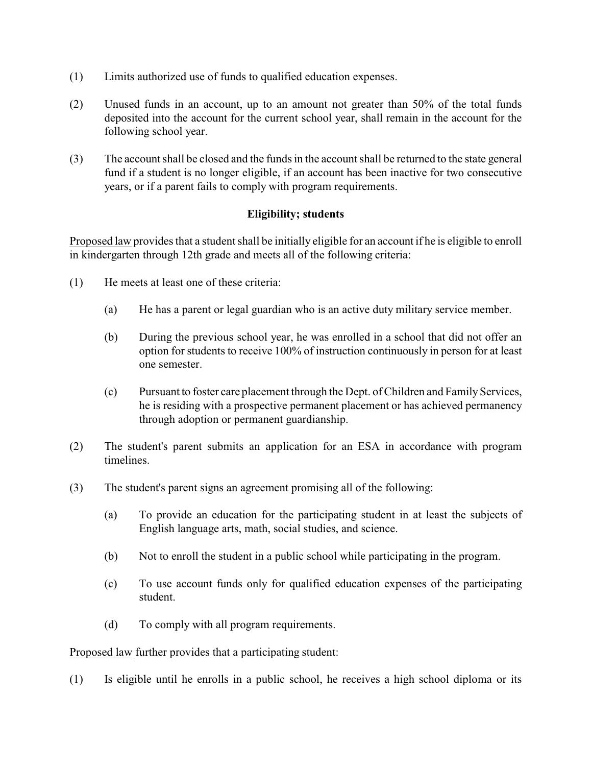(1) Limits authorized use of funds to qualified education expenses.

(2) Unused funds in an account, up to an amount not greater than 50% of the total funds deposited into the account for the current school year, shall remain in the account for the following school year.

(3) The account shall be closed and the funds in the account shall be returned to the state general fund if a student is no longer eligible, if an account has been inactive for two consecutive years, or if a parent fails to comply with program requirements.

**Eligibility; students**

Proposed law provides that a student shall be initially eligible for an account if he is eligible to enroll in kindergarten through 12th grade and meets all of the following criteria:

(1) He meets at least one of these criteria:

 (a) He has a parent or legal guardian who is an active duty military service member.

 (b) During the previous school year, he was enrolled in a school that did not offer an option for students to receive 100% of instruction continuously in person for at least one semester.

 (c) Pursuant to foster care placement through the Dept. of Children and Family Services, he is residing with a prospective permanent placement or has achieved permanency through adoption or permanent guardianship.

(2) The student's parent submits an application for an ESA in accordance with program timelines.

(3) The student's parent signs an agreement promising all of the following:

 (a) To provide an education for the participating student in at least the subjects of English language arts, math, social studies, and science.

 (b) Not to enroll the student in a public school while participating in the program.

 (c) To use account funds only for qualified education expenses of the participating student.

 (d) To comply with all program requirements.

Proposed law further provides that a participating student:

(1) Is eligible until he enrolls in a public school, he receives a high school diploma or its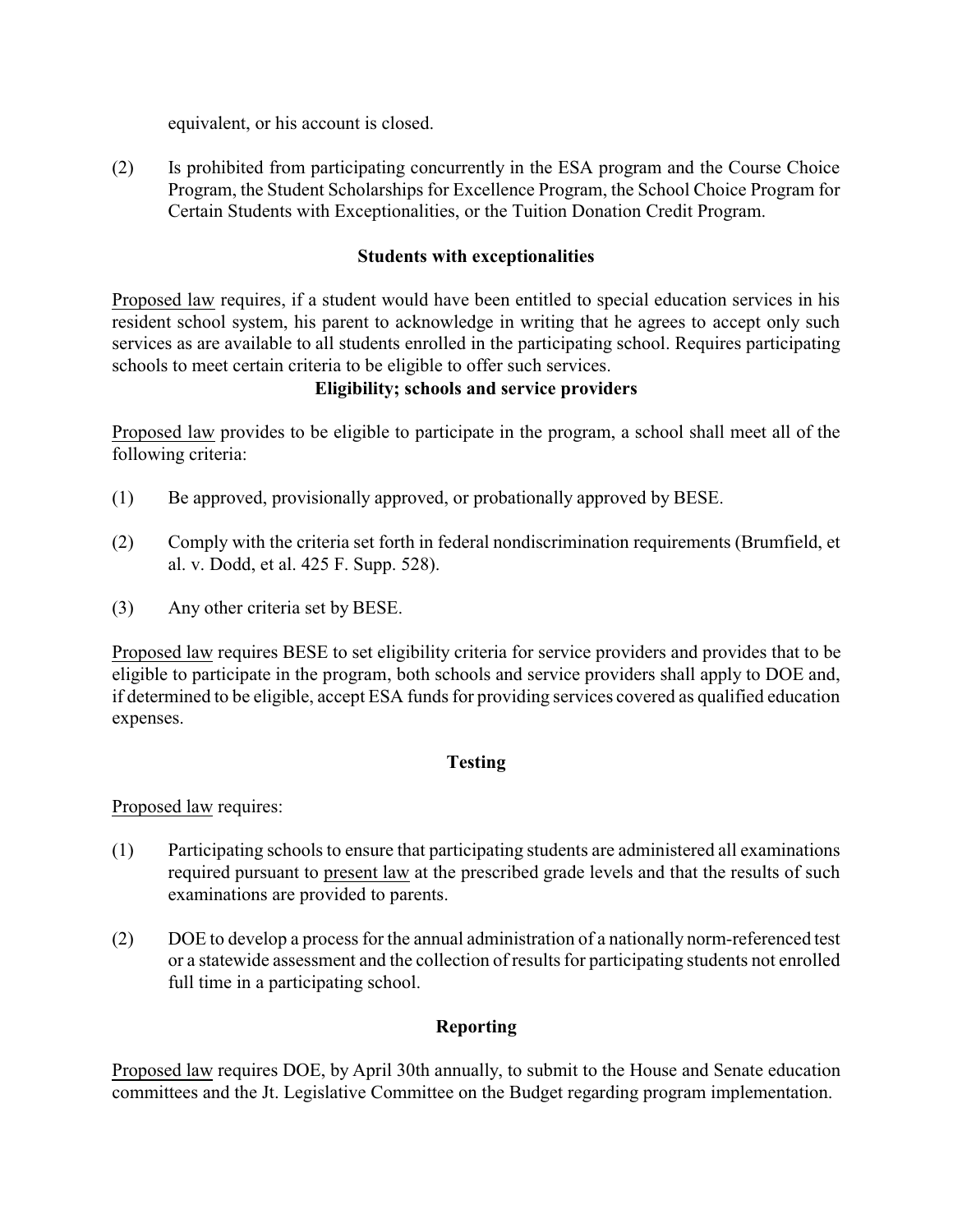equivalent, or his account is closed.

(2) Is prohibited from participating concurrently in the ESA program and the Course Choice Program, the Student Scholarships for Excellence Program, the School Choice Program for Certain Students with Exceptionalities, or the Tuition Donation Credit Program.

**Students with exceptionalities**

Proposed law requires, if a student would have been entitled to special education services in his resident school system, his parent to acknowledge in writing that he agrees to accept only such services as are available to all students enrolled in the participating school. Requires participating schools to meet certain criteria to be eligible to offer such services.

**Eligibility; schools and service providers**

Proposed law provides to be eligible to participate in the program, a school shall meet all of the following criteria:

(1) Be approved, provisionally approved, or probationally approved by BESE.

(2) Comply with the criteria set forth in federal nondiscrimination requirements (Brumfield, et al. v. Dodd, et al. 425 F. Supp. 528).

(3) Any other criteria set by BESE.

Proposed law requires BESE to set eligibility criteria for service providers and provides that to be eligible to participate in the program, both schools and service providers shall apply to DOE and, if determined to be eligible, accept ESA funds for providing services covered as qualified education expenses.

**Testing**

Proposed law requires:

(1) Participating schools to ensure that participating students are administered all examinations required pursuant to present law at the prescribed grade levels and that the results of such examinations are provided to parents.

(2) DOE to develop a process for the annual administration of a nationally norm-referenced test or a statewide assessment and the collection of results for participating students not enrolled full time in a participating school.

**Reporting**

Proposed law requires DOE, by April 30th annually, to submit to the House and Senate education committees and the Jt. Legislative Committee on the Budget regarding program implementation.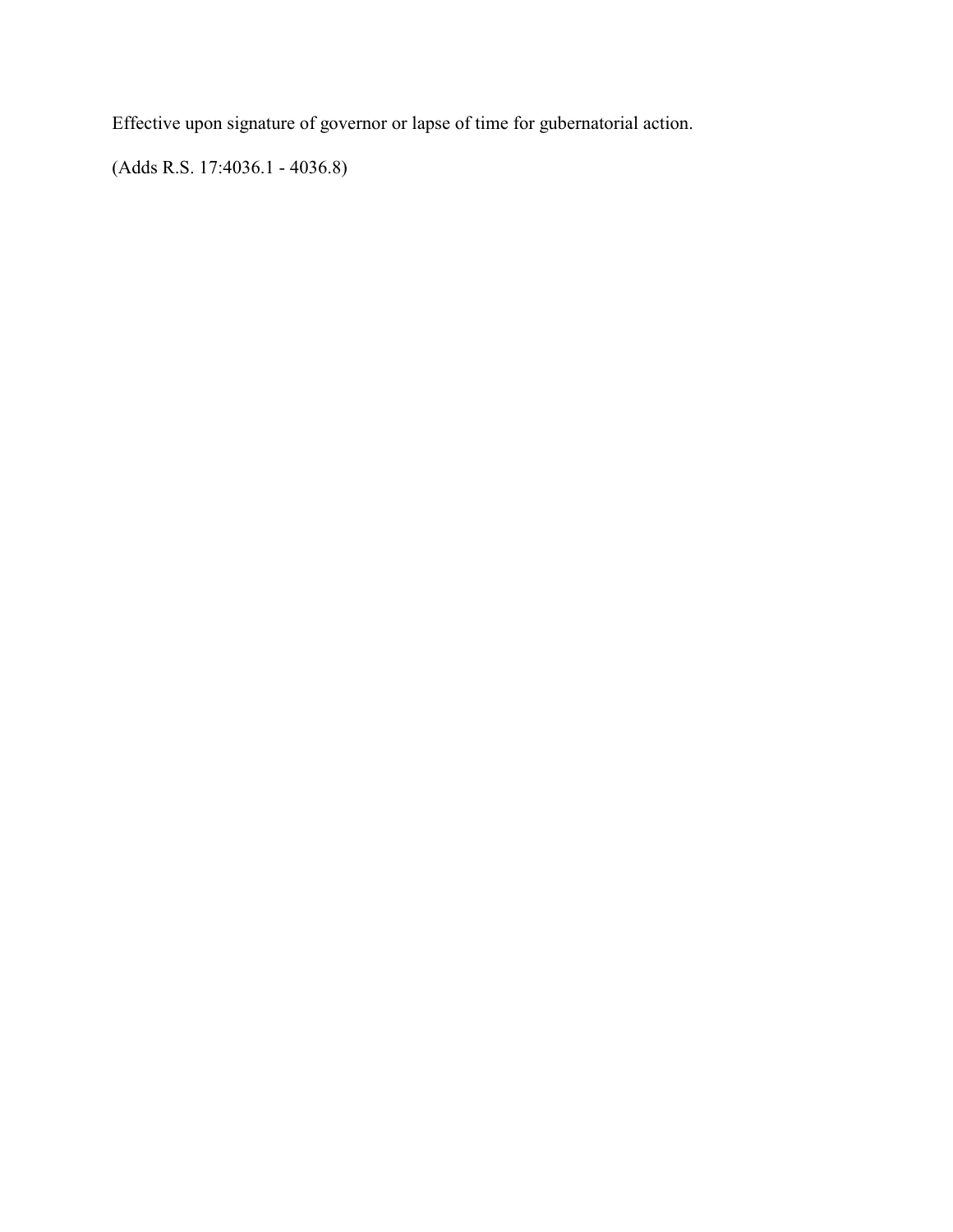Effective upon signature of governor or lapse of time for gubernatorial action.

(Adds R.S. 17:4036.1 - 4036.8)